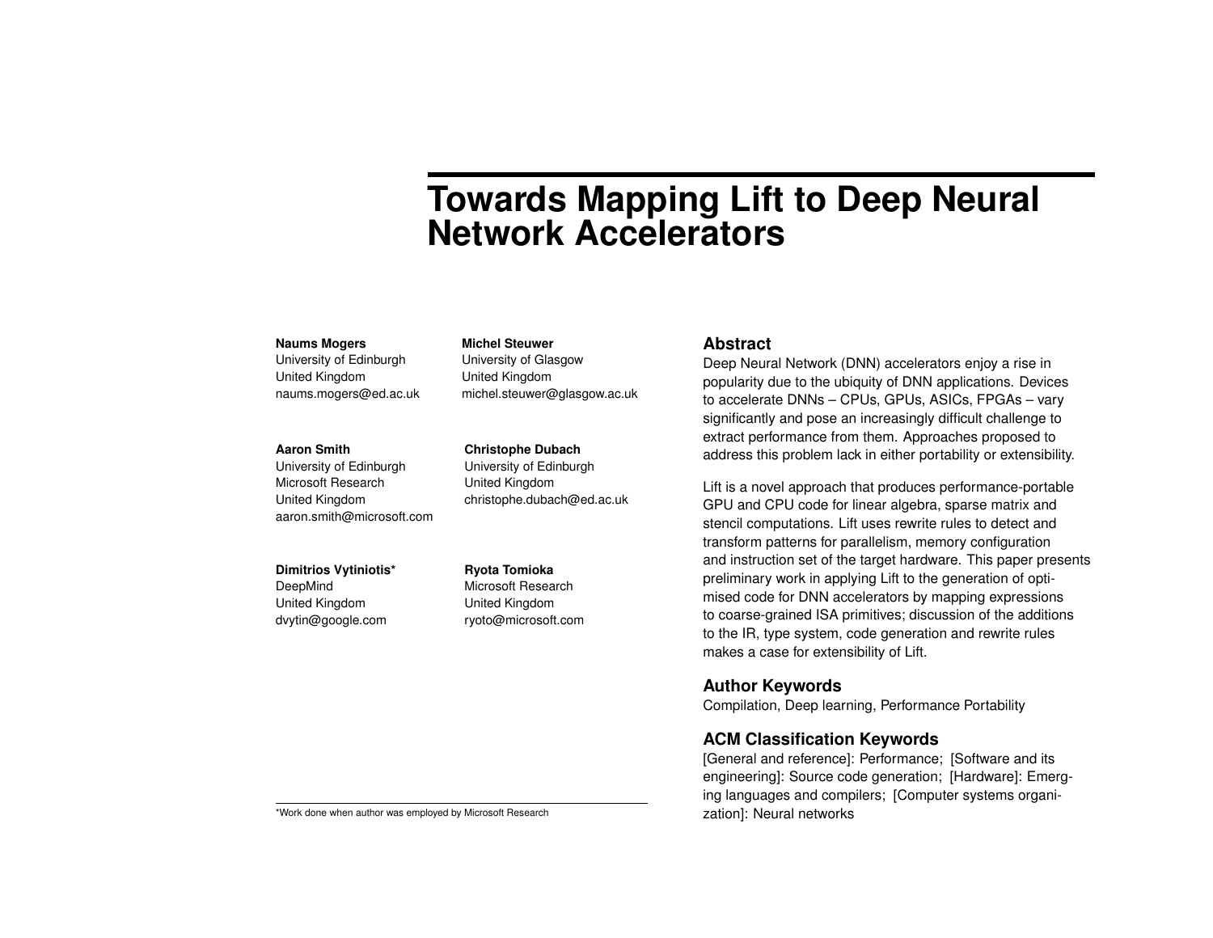# Towards Mapping Lift to Deep Neural Network Accelerators

**Naums Mogers**
University of Edinburgh
United Kingdom
naums.mogers@ed.ac.uk

**Michel Steuwer**
University of Glasgow
United Kingdom
michel.steuwer@glasgow.ac.uk

**Aaron Smith**
University of Edinburgh
Microsoft Research
United Kingdom
aaron.smith@microsoft.com

**Christophe Dubach**
University of Edinburgh
United Kingdom
christophe.dubach@ed.ac.uk

**Dimitrios Vytiniotis***
DeepMind
United Kingdom
dvytin@google.com

**Ryota Tomioka**
Microsoft Research
United Kingdom
ryoto@microsoft.com

*Work done when author was employed by Microsoft Research

## Abstract

Deep Neural Network (DNN) accelerators enjoy a rise in popularity due to the ubiquity of DNN applications. Devices to accelerate DNNs – CPUs, GPUs, ASICs, FPGAs – vary significantly and pose an increasingly difficult challenge to extract performance from them. Approaches proposed to address this problem lack in either portability or extensibility.

Lift is a novel approach that produces performance-portable GPU and CPU code for linear algebra, sparse matrix and stencil computations. Lift uses rewrite rules to detect and transform patterns for parallelism, memory configuration and instruction set of the target hardware. This paper presents preliminary work in applying Lift to the generation of optimised code for DNN accelerators by mapping expressions to coarse-grained ISA primitives; discussion of the additions to the IR, type system, code generation and rewrite rules makes a case for extensibility of Lift.

## Author Keywords

Compilation, Deep learning, Performance Portability

## ACM Classification Keywords

[General and reference]: Performance; [Software and its engineering]: Source code generation; [Hardware]: Emerging languages and compilers; [Computer systems organization]: Neural networks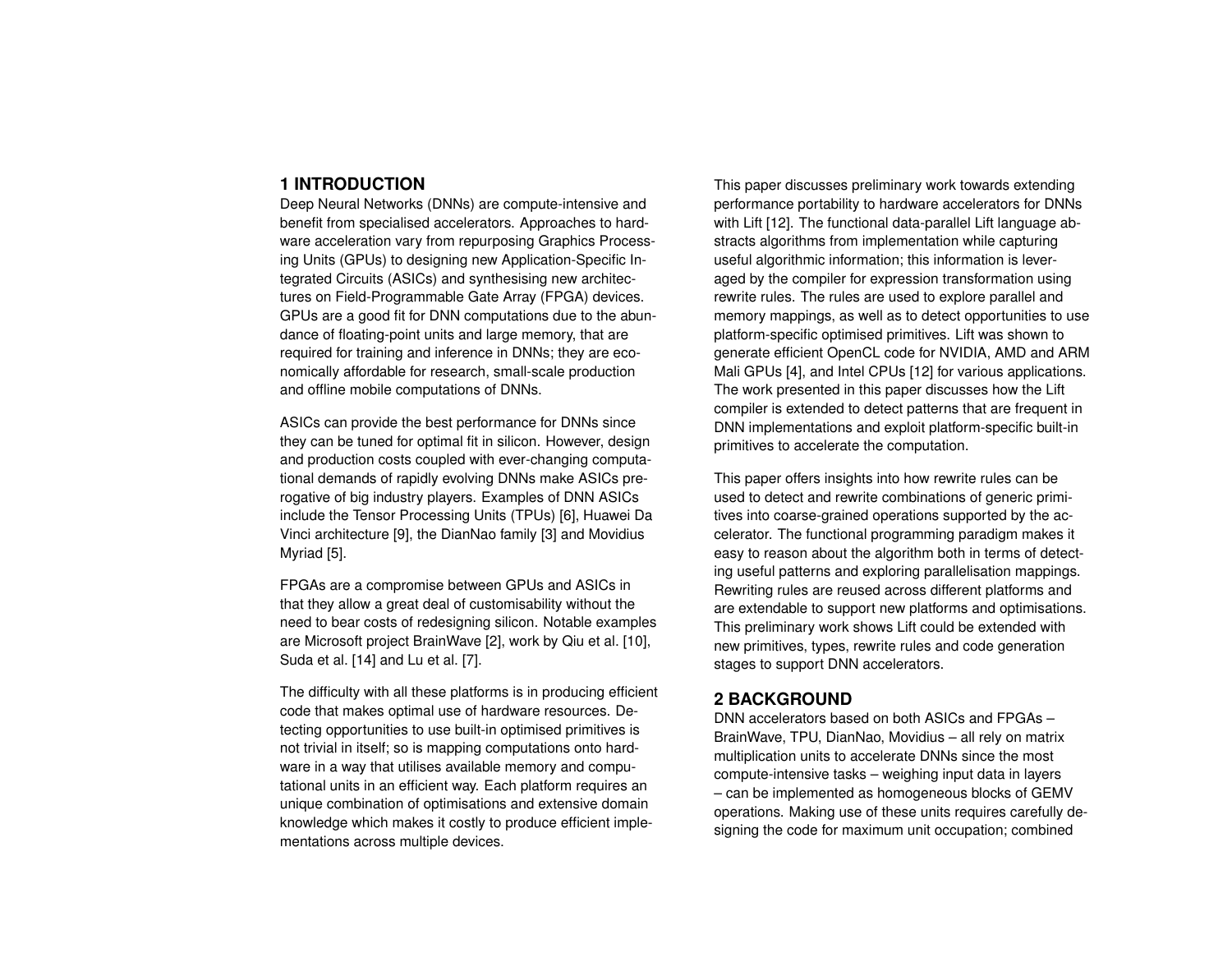## 1 INTRODUCTION

Deep Neural Networks (DNNs) are compute-intensive and benefit from specialised accelerators. Approaches to hardware acceleration vary from repurposing Graphics Processing Units (GPUs) to designing new Application-Specific Integrated Circuits (ASICs) and synthesising new architectures on Field-Programmable Gate Array (FPGA) devices. GPUs are a good fit for DNN computations due to the abundance of floating-point units and large memory, that are required for training and inference in DNNs; they are economically affordable for research, small-scale production and offline mobile computations of DNNs.

ASICs can provide the best performance for DNNs since they can be tuned for optimal fit in silicon. However, design and production costs coupled with ever-changing computational demands of rapidly evolving DNNs make ASICs prerogative of big industry players. Examples of DNN ASICs include the Tensor Processing Units (TPUs) [6], Huawei Da Vinci architecture [9], the DianNao family [3] and Movidius Myriad [5].

FPGAs are a compromise between GPUs and ASICs in that they allow a great deal of customisability without the need to bear costs of redesigning silicon. Notable examples are Microsoft project BrainWave [2], work by Qiu et al. [10], Suda et al. [14] and Lu et al. [7].

The difficulty with all these platforms is in producing efficient code that makes optimal use of hardware resources. Detecting opportunities to use built-in optimised primitives is not trivial in itself; so is mapping computations onto hardware in a way that utilises available memory and computational units in an efficient way. Each platform requires an unique combination of optimisations and extensive domain knowledge which makes it costly to produce efficient implementations across multiple devices.

This paper discusses preliminary work towards extending performance portability to hardware accelerators for DNNs with Lift [12]. The functional data-parallel Lift language abstracts algorithms from implementation while capturing useful algorithmic information; this information is leveraged by the compiler for expression transformation using rewrite rules. The rules are used to explore parallel and memory mappings, as well as to detect opportunities to use platform-specific optimised primitives. Lift was shown to generate efficient OpenCL code for NVIDIA, AMD and ARM Mali GPUs [4], and Intel CPUs [12] for various applications. The work presented in this paper discusses how the Lift compiler is extended to detect patterns that are frequent in DNN implementations and exploit platform-specific built-in primitives to accelerate the computation.

This paper offers insights into how rewrite rules can be used to detect and rewrite combinations of generic primitives into coarse-grained operations supported by the accelerator. The functional programming paradigm makes it easy to reason about the algorithm both in terms of detecting useful patterns and exploring parallelisation mappings. Rewriting rules are reused across different platforms and are extendable to support new platforms and optimisations. This preliminary work shows Lift could be extended with new primitives, types, rewrite rules and code generation stages to support DNN accelerators.

## 2 BACKGROUND

DNN accelerators based on both ASICs and FPGAs – BrainWave, TPU, DianNao, Movidius – all rely on matrix multiplication units to accelerate DNNs since the most compute-intensive tasks – weighing input data in layers – can be implemented as homogeneous blocks of GEMV operations. Making use of these units requires carefully designing the code for maximum unit occupation; combined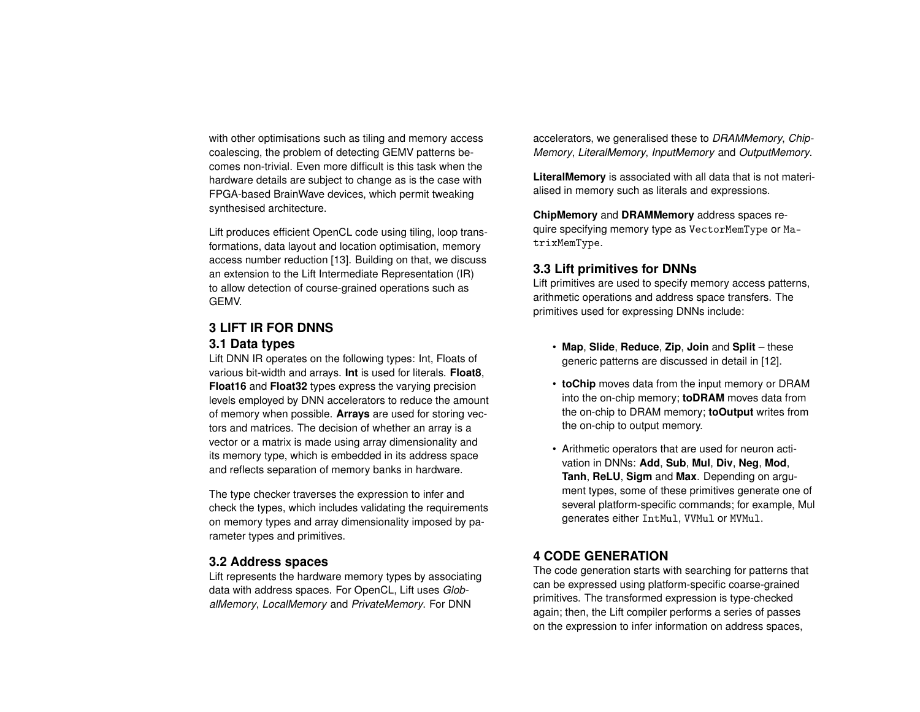with other optimisations such as tiling and memory access coalescing, the problem of detecting GEMV patterns becomes non-trivial. Even more difficult is this task when the hardware details are subject to change as is the case with FPGA-based BrainWave devices, which permit tweaking synthesised architecture.

Lift produces efficient OpenCL code using tiling, loop transformations, data layout and location optimisation, memory access number reduction [13]. Building on that, we discuss an extension to the Lift Intermediate Representation (IR) to allow detection of course-grained operations such as GEMV.

# 3 LIFT IR FOR DNNS

## 3.1 Data types

Lift DNN IR operates on the following types: Int, Floats of various bit-width and arrays. **Int** is used for literals. **Float8**, **Float16** and **Float32** types express the varying precision levels employed by DNN accelerators to reduce the amount of memory when possible. **Arrays** are used for storing vectors and matrices. The decision of whether an array is a vector or a matrix is made using array dimensionality and its memory type, which is embedded in its address space and reflects separation of memory banks in hardware.

The type checker traverses the expression to infer and check the types, which includes validating the requirements on memory types and array dimensionality imposed by parameter types and primitives.

## 3.2 Address spaces

Lift represents the hardware memory types by associating data with address spaces. For OpenCL, Lift uses *GlobalMemory*, *LocalMemory* and *PrivateMemory*. For DNN accelerators, we generalised these to *DRAMMemory*, *ChipMemory*, *LiteralMemory*, *InputMemory* and *OutputMemory*.

**LiteralMemory** is associated with all data that is not materialised in memory such as literals and expressions.

**ChipMemory** and **DRAMMemory** address spaces require specifying memory type as `VectorMemType` or `MatrixMemType`.

## 3.3 Lift primitives for DNNs

Lift primitives are used to specify memory access patterns, arithmetic operations and address space transfers. The primitives used for expressing DNNs include:

- **Map**, **Slide**, **Reduce**, **Zip**, **Join** and **Split** – these generic patterns are discussed in detail in [12].
- **toChip** moves data from the input memory or DRAM into the on-chip memory; **toDRAM** moves data from the on-chip to DRAM memory; **toOutput** writes from the on-chip to output memory.
- Arithmetic operators that are used for neuron activation in DNNs: **Add**, **Sub**, **Mul**, **Div**, **Neg**, **Mod**, **Tanh**, **ReLU**, **Sigm** and **Max**. Depending on argument types, some of these primitives generate one of several platform-specific commands; for example, Mul generates either `IntMul`, `VVMul` or `MVMul`.

# 4 CODE GENERATION

The code generation starts with searching for patterns that can be expressed using platform-specific coarse-grained primitives. The transformed expression is type-checked again; then, the Lift compiler performs a series of passes on the expression to infer information on address spaces,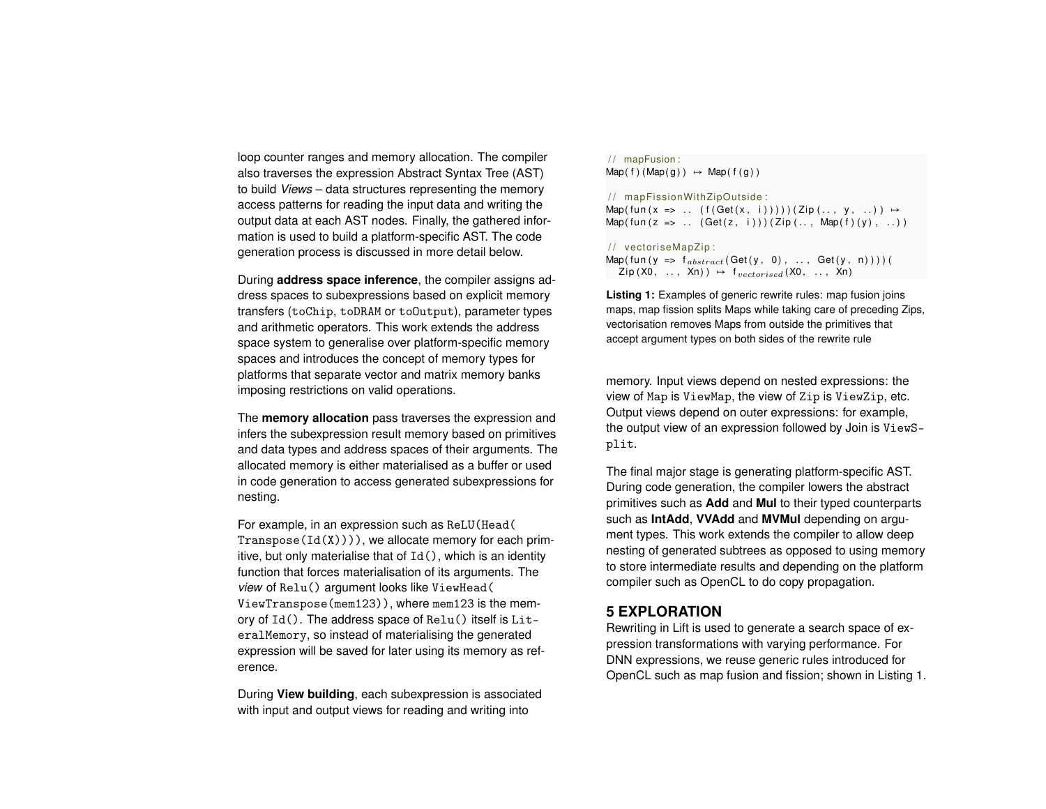loop counter ranges and memory allocation. The compiler also traverses the expression Abstract Syntax Tree (AST) to build *Views* – data structures representing the memory access patterns for reading the input data and writing the output data at each AST nodes. Finally, the gathered information is used to build a platform-specific AST. The code generation process is discussed in more detail below.

During **address space inference**, the compiler assigns address spaces to subexpressions based on explicit memory transfers (`toChip`, `toDRAM` or `toOutput`), parameter types and arithmetic operators. This work extends the address space system to generalise over platform-specific memory spaces and introduces the concept of memory types for platforms that separate vector and matrix memory banks imposing restrictions on valid operations.

The **memory allocation** pass traverses the expression and infers the subexpression result memory based on primitives and data types and address spaces of their arguments. The allocated memory is either materialised as a buffer or used in code generation to access generated subexpressions for nesting.

For example, in an expression such as `ReLU(Head(Transpose(Id(X))))`, we allocate memory for each primitive, but only materialise that of `Id()`, which is an identity function that forces materialisation of its arguments. The *view* of `Relu()` argument looks like `ViewHead(ViewTranspose(mem123))`, where `mem123` is the memory of `Id()`. The address space of `Relu()` itself is `LiteralMemory`, so instead of materialising the generated expression will be saved for later using its memory as reference.

During **View building**, each subexpression is associated with input and output views for reading and writing into memory. Input views depend on nested expressions: the view of `Map` is `ViewMap`, the view of `Zip` is `ViewZip`, etc. Output views depend on outer expressions: for example, the output view of an expression followed by Join is `ViewSplit`.

The final major stage is generating platform-specific AST. During code generation, the compiler lowers the abstract primitives such as **Add** and **Mul** to their typed counterparts such as **IntAdd**, **VVAdd** and **MVMul** depending on argument types. This work extends the compiler to allow deep nesting of generated subtrees as opposed to using memory to store intermediate results and depending on the platform compiler such as OpenCL to do copy propagation.

```
// mapFusion:
Map(f)(Map(g)) ↦ Map(f(g))

// mapFissionWithZipOutside:
Map(fun(x => .. (f(Get(x, i)))))(Zip(.., y, ..)) ↦
Map(fun(z => .. (Get(z, i)))(Zip(.., Map(f)(y), ..))

// vectoriseMapZip:
Map(fun(y => f_abstract(Get(y, 0), .., Get(y, n))))(
  Zip(X0, .., Xn)) ↦ f_vectorised(X0, .., Xn)
```

**Listing 1:** Examples of generic rewrite rules: map fusion joins maps, map fission splits Maps while taking care of preceding Zips, vectorisation removes Maps from outside the primitives that accept argument types on both sides of the rewrite rule

## 5 EXPLORATION

Rewriting in Lift is used to generate a search space of expression transformations with varying performance. For DNN expressions, we reuse generic rules introduced for OpenCL such as map fusion and fission; shown in Listing 1.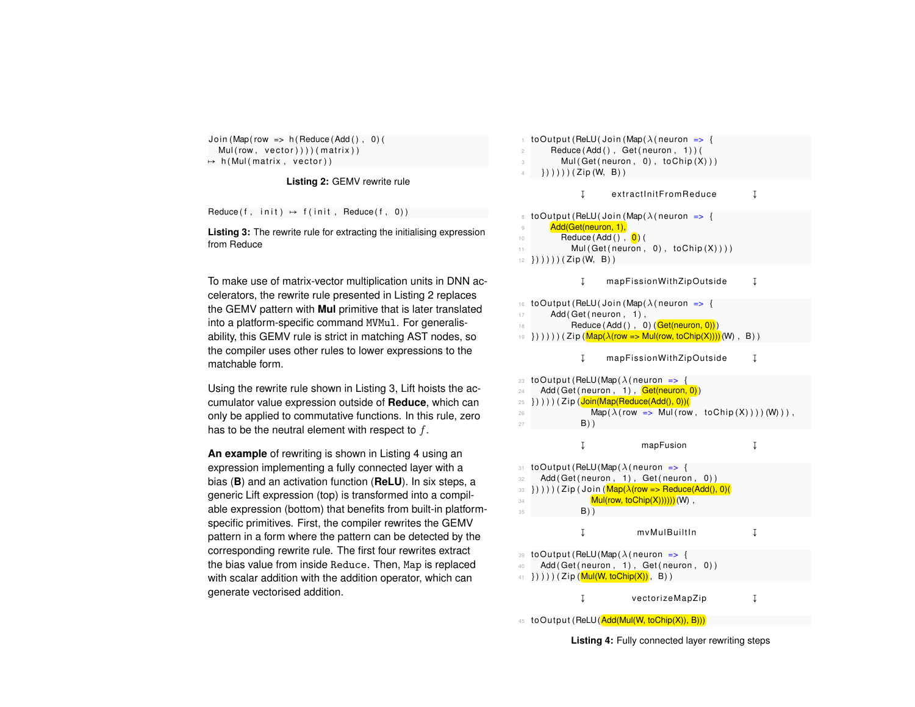```
Join(Map(row => h(Reduce(Add(), 0)(
  Mul(row, vector))))(matrix))
↦ h(Mul(matrix, vector))
```

**Listing 2:** GEMV rewrite rule

```
Reduce(f, init) ↦ f(init, Reduce(f, 0))
```

**Listing 3:** The rewrite rule for extracting the initialising expression from Reduce

To make use of matrix-vector multiplication units in DNN accelerators, the rewrite rule presented in Listing 2 replaces the GEMV pattern with **Mul** primitive that is later translated into a platform-specific command `MVMul`. For generalisability, this GEMV rule is strict in matching AST nodes, so the compiler uses other rules to lower expressions to the matchable form.

Using the rewrite rule shown in Listing 3, Lift hoists the accumulator value expression outside of **Reduce**, which can only be applied to commutative functions. In this rule, zero has to be the neutral element with respect to $f$.

**An example** of rewriting is shown in Listing 4 using an expression implementing a fully connected layer with a bias (**B**) and an activation function (**ReLU**). In six steps, a generic Lift expression (top) is transformed into a compilable expression (bottom) that benefits from built-in platform-specific primitives. First, the compiler rewrites the GEMV pattern in a form where the pattern can be detected by the corresponding rewrite rule. The first four rewrites extract the bias value from inside `Reduce`. Then, `Map` is replaced with scalar addition with the addition operator, which can generate vectorised addition.

```
1  toOutput(ReLU(Join(Map(λ(neuron => {
2      Reduce(Add(), Get(neuron, 1))(
3        Mul(Get(neuron, 0), toChip(X)))
4    })))))(Zip(W, B))

        ↧        extractInitFromReduce        ↧

8  toOutput(ReLU(Join(Map(λ(neuron => {
9      Add(Get(neuron, 1),
10       Reduce(Add(), 0)(
11         Mul(Get(neuron, 0), toChip(X))))
12 })))))(Zip(W, B))

        ↧        mapFissionWithZipOutside        ↧

16 toOutput(ReLU(Join(Map(λ(neuron => {
17     Add(Get(neuron, 1),
18       Reduce(Add(), 0)(Get(neuron, 0)))
19 })))))(Zip(Map(λ(row => Mul(row, toChip(X))))(W), B))

        ↧        mapFissionWithZipOutside        ↧

23 toOutput(ReLU(Map(λ(neuron => {
24   Add(Get(neuron, 1), Get(neuron, 0))
25 }))))(Zip(Join(Map(Reduce(Add(), 0))(
26             Map(λ(row => Mul(row, toChip(X))))(W))),
27           B))

        ↧        mapFusion        ↧

31 toOutput(ReLU(Map(λ(neuron => {
32   Add(Get(neuron, 1), Get(neuron, 0))
33 }))))(Zip(Join(Map(λ(row => Reduce(Add(), 0)(
34             Mul(row, toChip(X))))))(W),
35           B))

        ↧        mvMulBuiltIn        ↧

39 toOutput(ReLU(Map(λ(neuron => {
40   Add(Get(neuron, 1), Get(neuron, 0))
41 }))))(Zip(Mul(W, toChip(X)), B))

        ↧        vectorizeMapZip        ↧

45 toOutput(ReLU(Add(Mul(W, toChip(X)), B)))
```

**Listing 4:** Fully connected layer rewriting steps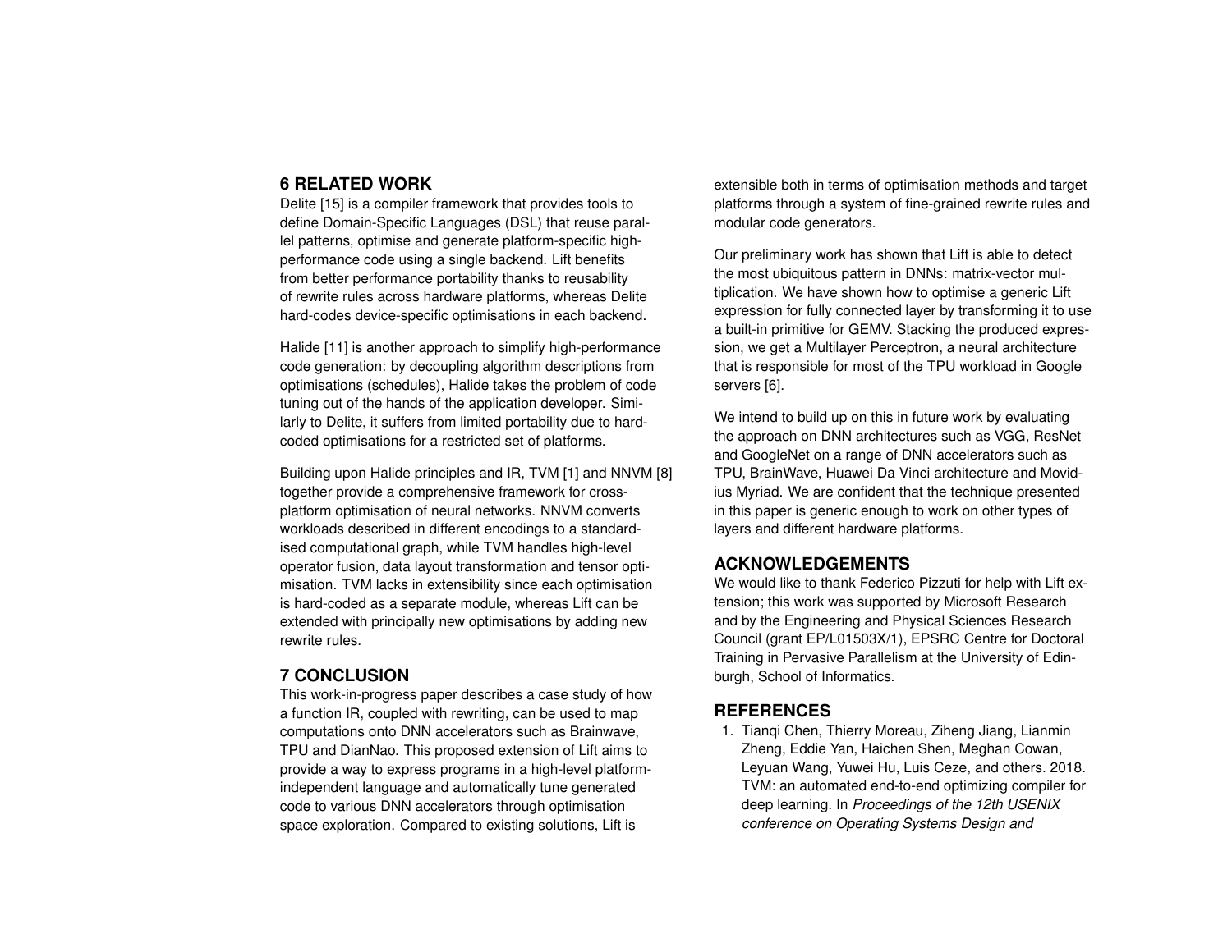## 6 RELATED WORK

Delite [15] is a compiler framework that provides tools to define Domain-Specific Languages (DSL) that reuse parallel patterns, optimise and generate platform-specific high-performance code using a single backend. Lift benefits from better performance portability thanks to reusability of rewrite rules across hardware platforms, whereas Delite hard-codes device-specific optimisations in each backend.

Halide [11] is another approach to simplify high-performance code generation: by decoupling algorithm descriptions from optimisations (schedules), Halide takes the problem of code tuning out of the hands of the application developer. Similarly to Delite, it suffers from limited portability due to hard-coded optimisations for a restricted set of platforms.

Building upon Halide principles and IR, TVM [1] and NNVM [8] together provide a comprehensive framework for cross-platform optimisation of neural networks. NNVM converts workloads described in different encodings to a standardised computational graph, while TVM handles high-level operator fusion, data layout transformation and tensor optimisation. TVM lacks in extensibility since each optimisation is hard-coded as a separate module, whereas Lift can be extended with principally new optimisations by adding new rewrite rules.

## 7 CONCLUSION

This work-in-progress paper describes a case study of how a function IR, coupled with rewriting, can be used to map computations onto DNN accelerators such as Brainwave, TPU and DianNao. This proposed extension of Lift aims to provide a way to express programs in a high-level platform-independent language and automatically tune generated code to various DNN accelerators through optimisation space exploration. Compared to existing solutions, Lift is extensible both in terms of optimisation methods and target platforms through a system of fine-grained rewrite rules and modular code generators.

Our preliminary work has shown that Lift is able to detect the most ubiquitous pattern in DNNs: matrix-vector multiplication. We have shown how to optimise a generic Lift expression for fully connected layer by transforming it to use a built-in primitive for GEMV. Stacking the produced expression, we get a Multilayer Perceptron, a neural architecture that is responsible for most of the TPU workload in Google servers [6].

We intend to build up on this in future work by evaluating the approach on DNN architectures such as VGG, ResNet and GoogleNet on a range of DNN accelerators such as TPU, BrainWave, Huawei Da Vinci architecture and Movidius Myriad. We are confident that the technique presented in this paper is generic enough to work on other types of layers and different hardware platforms.

## ACKNOWLEDGEMENTS

We would like to thank Federico Pizzuti for help with Lift extension; this work was supported by Microsoft Research and by the Engineering and Physical Sciences Research Council (grant EP/L01503X/1), EPSRC Centre for Doctoral Training in Pervasive Parallelism at the University of Edinburgh, School of Informatics.

## REFERENCES

1. Tianqi Chen, Thierry Moreau, Ziheng Jiang, Lianmin Zheng, Eddie Yan, Haichen Shen, Meghan Cowan, Leyuan Wang, Yuwei Hu, Luis Ceze, and others. 2018. TVM: an automated end-to-end optimizing compiler for deep learning. In *Proceedings of the 12th USENIX conference on Operating Systems Design and*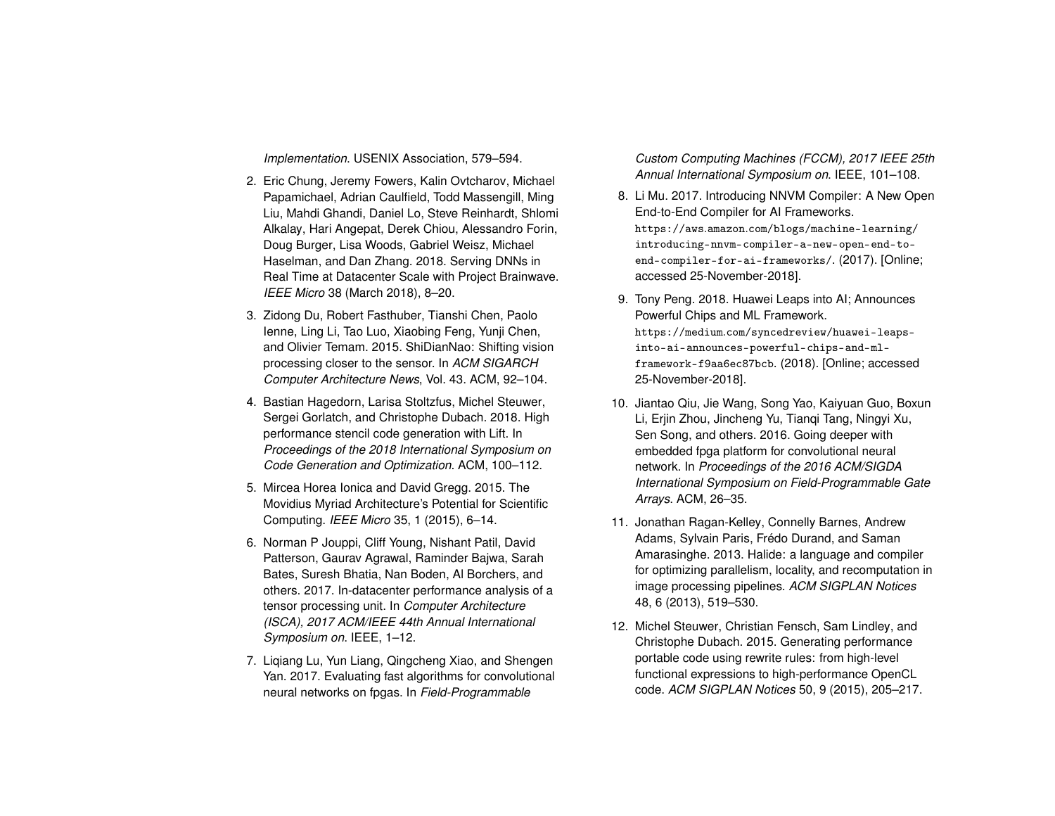*Implementation*. USENIX Association, 579–594.

2. Eric Chung, Jeremy Fowers, Kalin Ovtcharov, Michael Papamichael, Adrian Caulfield, Todd Massengill, Ming Liu, Mahdi Ghandi, Daniel Lo, Steve Reinhardt, Shlomi Alkalay, Hari Angepat, Derek Chiou, Alessandro Forin, Doug Burger, Lisa Woods, Gabriel Weisz, Michael Haselman, and Dan Zhang. 2018. Serving DNNs in Real Time at Datacenter Scale with Project Brainwave. *IEEE Micro* 38 (March 2018), 8–20.

3. Zidong Du, Robert Fasthuber, Tianshi Chen, Paolo Ienne, Ling Li, Tao Luo, Xiaobing Feng, Yunji Chen, and Olivier Temam. 2015. ShiDianNao: Shifting vision processing closer to the sensor. In *ACM SIGARCH Computer Architecture News*, Vol. 43. ACM, 92–104.

4. Bastian Hagedorn, Larisa Stoltzfus, Michel Steuwer, Sergei Gorlatch, and Christophe Dubach. 2018. High performance stencil code generation with Lift. In *Proceedings of the 2018 International Symposium on Code Generation and Optimization*. ACM, 100–112.

5. Mircea Horea Ionica and David Gregg. 2015. The Movidius Myriad Architecture's Potential for Scientific Computing. *IEEE Micro* 35, 1 (2015), 6–14.

6. Norman P Jouppi, Cliff Young, Nishant Patil, David Patterson, Gaurav Agrawal, Raminder Bajwa, Sarah Bates, Suresh Bhatia, Nan Boden, Al Borchers, and others. 2017. In-datacenter performance analysis of a tensor processing unit. In *Computer Architecture (ISCA), 2017 ACM/IEEE 44th Annual International Symposium on*. IEEE, 1–12.

7. Liqiang Lu, Yun Liang, Qingcheng Xiao, and Shengen Yan. 2017. Evaluating fast algorithms for convolutional neural networks on fpgas. In *Field-Programmable Custom Computing Machines (FCCM), 2017 IEEE 25th Annual International Symposium on*. IEEE, 101–108.

8. Li Mu. 2017. Introducing NNVM Compiler: A New Open End-to-End Compiler for AI Frameworks. `https://aws.amazon.com/blogs/machine-learning/introducing-nnvm-compiler-a-new-open-end-to-end-compiler-for-ai-frameworks/`. (2017). [Online; accessed 25-November-2018].

9. Tony Peng. 2018. Huawei Leaps into AI; Announces Powerful Chips and ML Framework. `https://medium.com/syncedreview/huawei-leaps-into-ai-announces-powerful-chips-and-ml-framework-f9aa6ec87bcb`. (2018). [Online; accessed 25-November-2018].

10. Jiantao Qiu, Jie Wang, Song Yao, Kaiyuan Guo, Boxun Li, Erjin Zhou, Jincheng Yu, Tianqi Tang, Ningyi Xu, Sen Song, and others. 2016. Going deeper with embedded fpga platform for convolutional neural network. In *Proceedings of the 2016 ACM/SIGDA International Symposium on Field-Programmable Gate Arrays*. ACM, 26–35.

11. Jonathan Ragan-Kelley, Connelly Barnes, Andrew Adams, Sylvain Paris, Frédo Durand, and Saman Amarasinghe. 2013. Halide: a language and compiler for optimizing parallelism, locality, and recomputation in image processing pipelines. *ACM SIGPLAN Notices* 48, 6 (2013), 519–530.

12. Michel Steuwer, Christian Fensch, Sam Lindley, and Christophe Dubach. 2015. Generating performance portable code using rewrite rules: from high-level functional expressions to high-performance OpenCL code. *ACM SIGPLAN Notices* 50, 9 (2015), 205–217.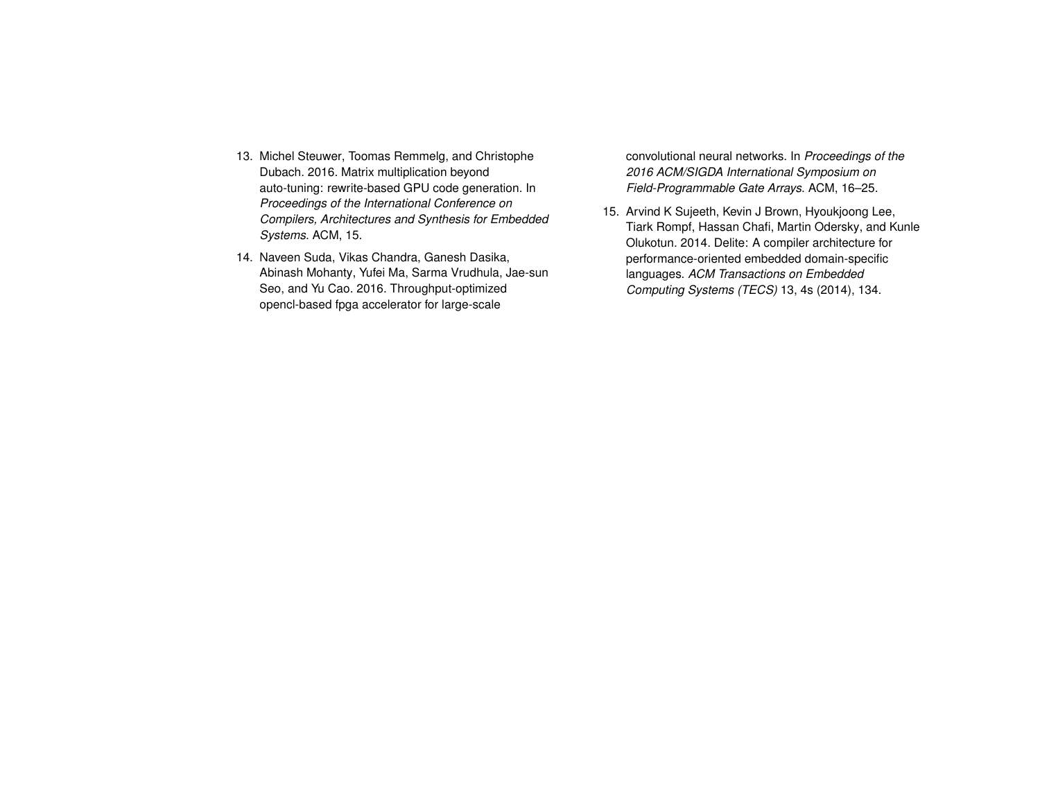13. Michel Steuwer, Toomas Remmelg, and Christophe Dubach. 2016. Matrix multiplication beyond auto-tuning: rewrite-based GPU code generation. In *Proceedings of the International Conference on Compilers, Architectures and Synthesis for Embedded Systems*. ACM, 15.
14. Naveen Suda, Vikas Chandra, Ganesh Dasika, Abinash Mohanty, Yufei Ma, Sarma Vrudhula, Jae-sun Seo, and Yu Cao. 2016. Throughput-optimized opencl-based fpga accelerator for large-scale convolutional neural networks. In *Proceedings of the 2016 ACM/SIGDA International Symposium on Field-Programmable Gate Arrays*. ACM, 16–25.
15. Arvind K Sujeeth, Kevin J Brown, Hyoukjoong Lee, Tiark Rompf, Hassan Chafi, Martin Odersky, and Kunle Olukotun. 2014. Delite: A compiler architecture for performance-oriented embedded domain-specific languages. *ACM Transactions on Embedded Computing Systems (TECS)* 13, 4s (2014), 134.